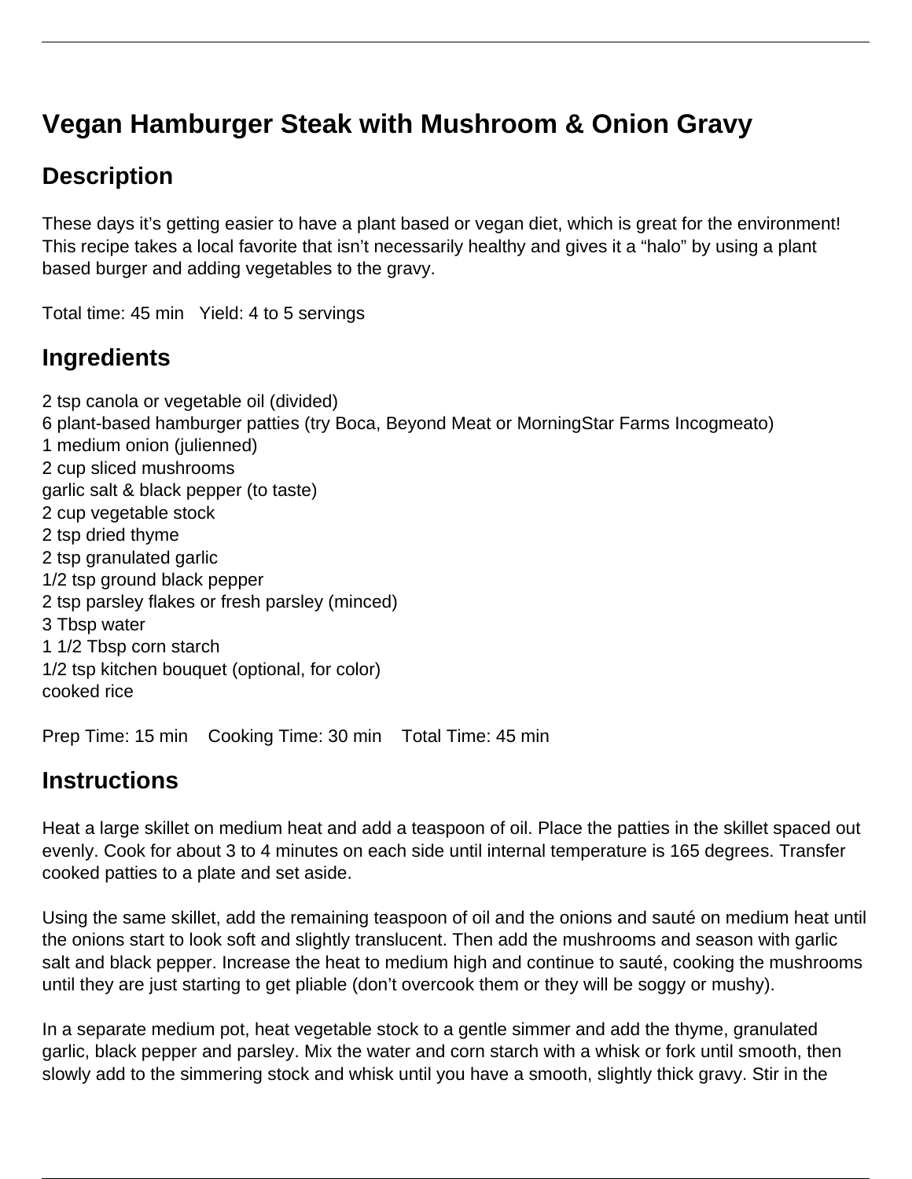# Vegan Hamburger Steak with Mushroom & Onion Gravy

## Description

These days it's getting easier to have a plant based or vegan diet, which is great for the environment! This recipe takes a local favorite that isn't necessarily healthy and gives it a "halo" by using a plant based burger and adding vegetables to the gravy.

Total time: 45 min   Yield: 4 to 5 servings

## Ingredients

2 tsp canola or vegetable oil (divided)
6 plant-based hamburger patties (try Boca, Beyond Meat or MorningStar Farms Incogmeato)
1 medium onion (julienned)
2 cup sliced mushrooms
garlic salt & black pepper (to taste)
2 cup vegetable stock
2 tsp dried thyme
2 tsp granulated garlic
1/2 tsp ground black pepper
2 tsp parsley flakes or fresh parsley (minced)
3 Tbsp water
1 1/2 Tbsp corn starch
1/2 tsp kitchen bouquet (optional, for color)
cooked rice

Prep Time: 15 min   Cooking Time: 30 min   Total Time: 45 min

## Instructions

Heat a large skillet on medium heat and add a teaspoon of oil. Place the patties in the skillet spaced out evenly. Cook for about 3 to 4 minutes on each side until internal temperature is 165 degrees. Transfer cooked patties to a plate and set aside.

Using the same skillet, add the remaining teaspoon of oil and the onions and sauté on medium heat until the onions start to look soft and slightly translucent. Then add the mushrooms and season with garlic salt and black pepper. Increase the heat to medium high and continue to sauté, cooking the mushrooms until they are just starting to get pliable (don't overcook them or they will be soggy or mushy).

In a separate medium pot, heat vegetable stock to a gentle simmer and add the thyme, granulated garlic, black pepper and parsley. Mix the water and corn starch with a whisk or fork until smooth, then slowly add to the simmering stock and whisk until you have a smooth, slightly thick gravy. Stir in the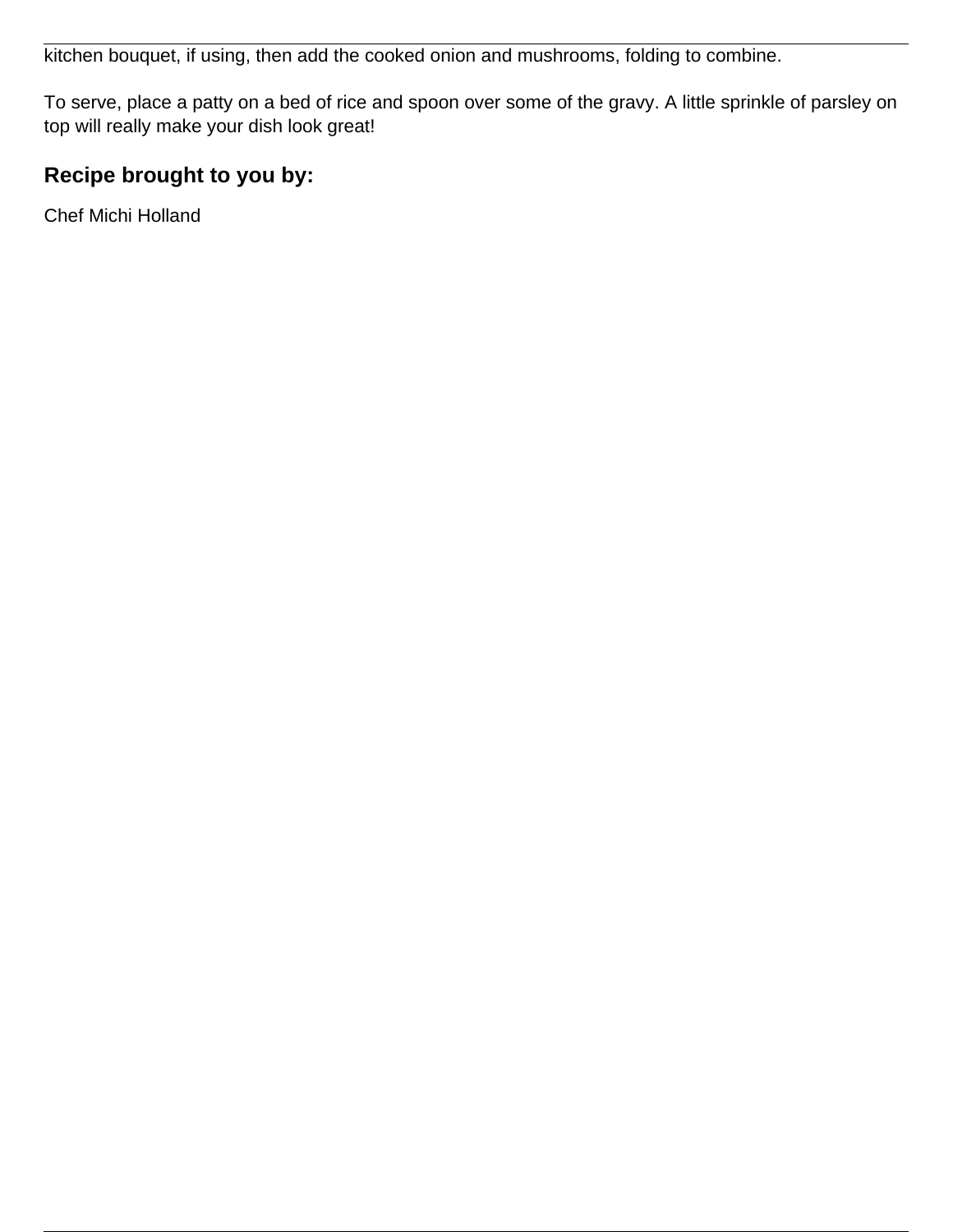kitchen bouquet, if using, then add the cooked onion and mushrooms, folding to combine.

To serve, place a patty on a bed of rice and spoon over some of the gravy. A little sprinkle of parsley on top will really make your dish look great!

## Recipe brought to you by:

Chef Michi Holland